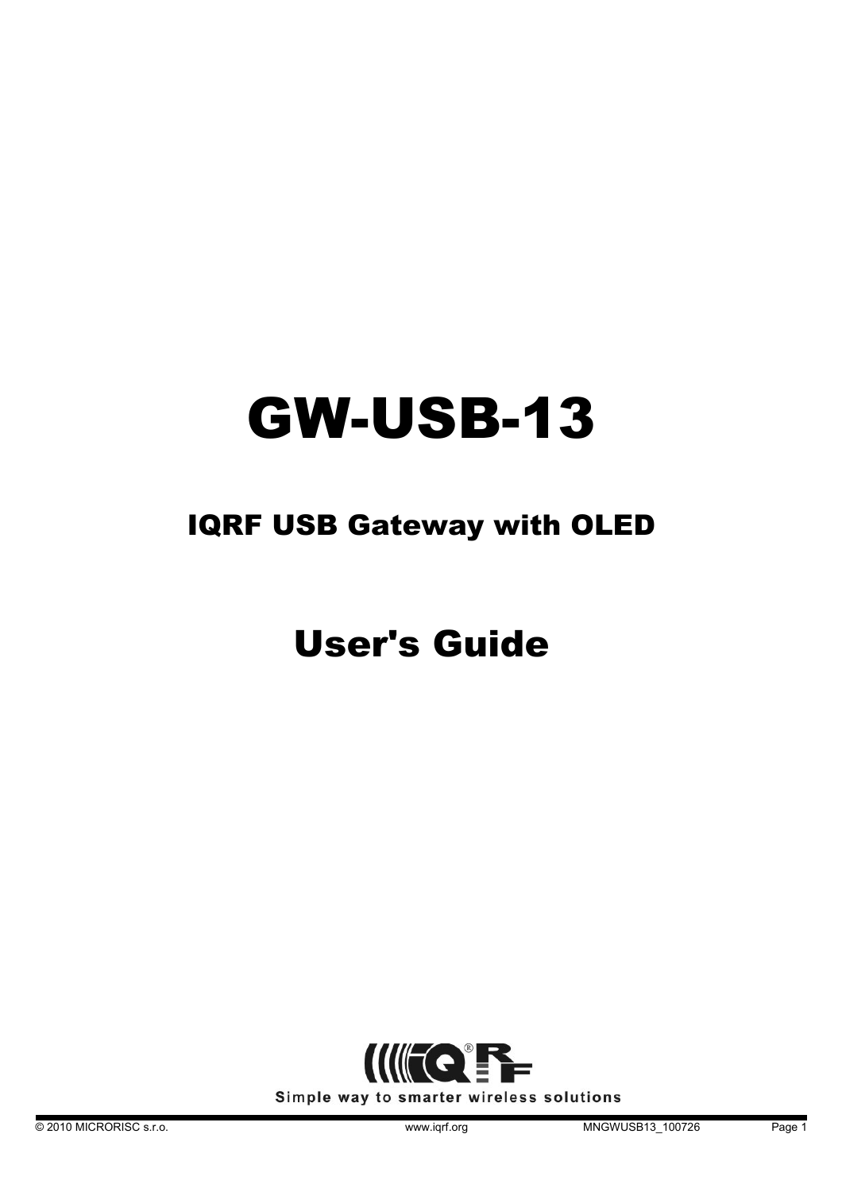# GW-USB-13

## IQRF USB Gateway with OLED

# User's Guide

Simple way to smarter wireless solutions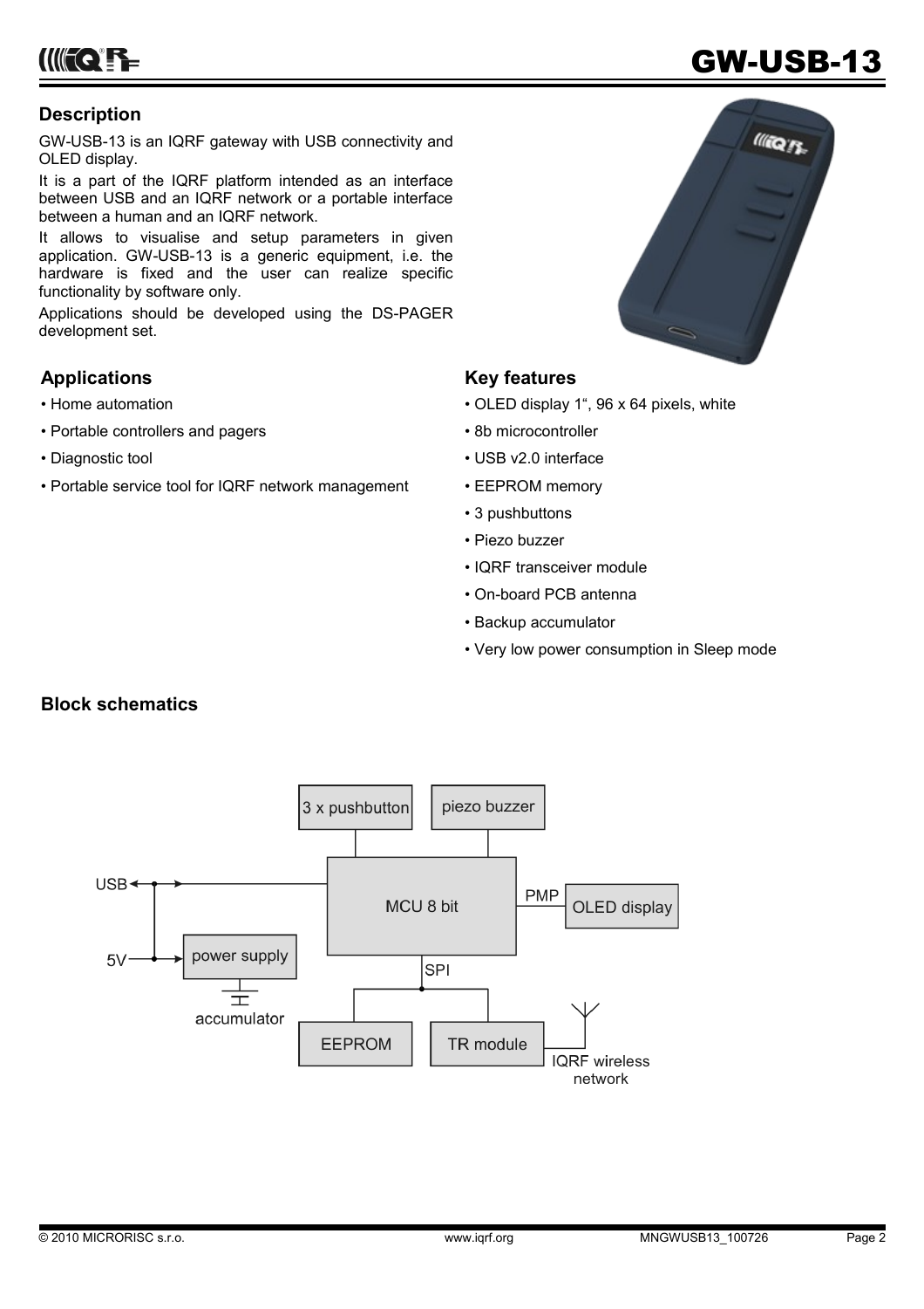## Description

GW-USB-13 is an IQRF gateway with USB connectivity and OLED display.

It is a part of the IQRF platform intended as an interface between USB and an IQRF network or a portable interface between a human and an IQRF network.

It allows to visualise and setup parameters in given application. GW-USB-13 is a generic equipment, i.e. the hardware is fixed and the user can realize specific functionality by software only.

Applications should be developed using the DS-PAGER development set.

## Applications

- Home automation
- Portable controllers and pagers
- Diagnostic tool
- Portable service tool for IQRF network management

## Key features

- OLED display 1", 96 x 64 pixels, white
- 8b microcontroller
- USB v2.0 interface
- EEPROM memory
- 3 pushbuttons
- Piezo buzzer
- IQRF transceiver module
- On-board PCB antenna
- Backup accumulator
- Very low power consumption in Sleep mode

## Block schematics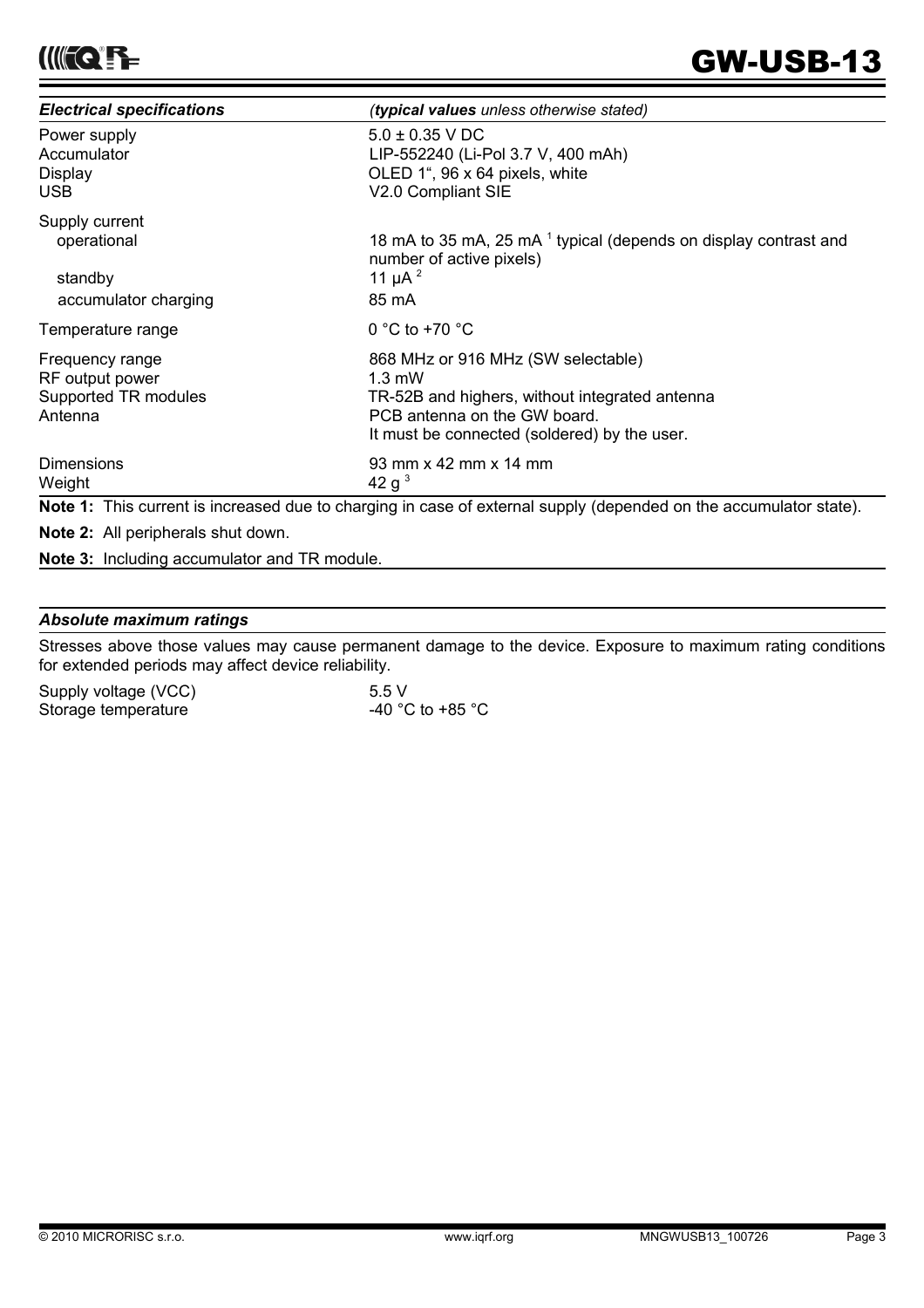| *Electrical specifications* | *(**typical values** unless otherwise stated)* |
|---|---|
| Power supply | 5.0 ± 0.35 V DC |
| Accumulator | LIP-552240 (Li-Pol 3.7 V, 400 mAh) |
| Display | OLED 1", 96 x 64 pixels, white |
| USB | V2.0 Compliant SIE |
| Supply current | |
| operational | 18 mA to 35 mA, 25 mA [1] typical (depends on display contrast and number of active pixels) |
| standby | 11 µA [2] |
| accumulator charging | 85 mA |
| Temperature range | 0 °C to +70 °C |
| Frequency range | 868 MHz or 916 MHz (SW selectable) |
| RF output power | 1.3 mW |
| Supported TR modules | TR-52B and highers, without integrated antenna |
| Antenna | PCB antenna on the GW board. It must be connected (soldered) by the user. |
| Dimensions | 93 mm x 42 mm x 14 mm |
| Weight | 42 g [3] |

**Note 1:** This current is increased due to charging in case of external supply (depended on the accumulator state).

**Note 2:** All peripherals shut down.

**Note 3:** Including accumulator and TR module.

### *Absolute maximum ratings*

Stresses above those values may cause permanent damage to the device. Exposure to maximum rating conditions for extended periods may affect device reliability.

| | |
|---|---|
| Supply voltage (VCC) | 5.5 V |
| Storage temperature | -40 °C to +85 °C |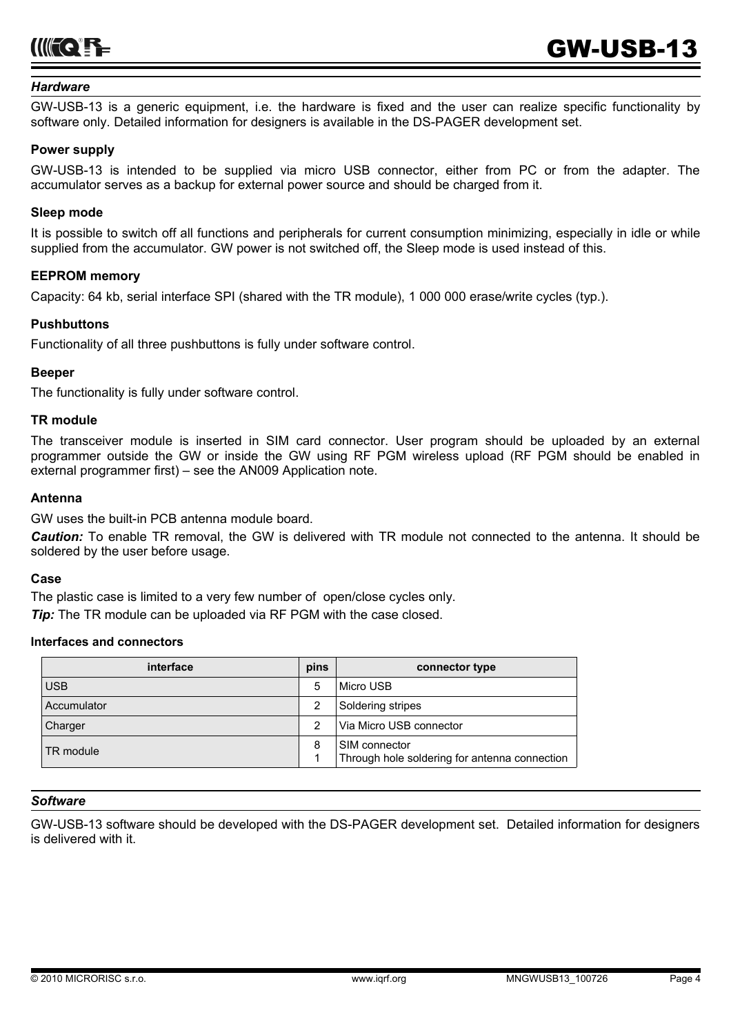## *Hardware*

GW-USB-13 is a generic equipment, i.e. the hardware is fixed and the user can realize specific functionality by software only. Detailed information for designers is available in the DS-PAGER development set.

### Power supply

GW-USB-13 is intended to be supplied via micro USB connector, either from PC or from the adapter. The accumulator serves as a backup for external power source and should be charged from it.

### Sleep mode

It is possible to switch off all functions and peripherals for current consumption minimizing, especially in idle or while supplied from the accumulator. GW power is not switched off, the Sleep mode is used instead of this.

### EEPROM memory

Capacity: 64 kb, serial interface SPI (shared with the TR module), 1 000 000 erase/write cycles (typ.).

### Pushbuttons

Functionality of all three pushbuttons is fully under software control.

### Beeper

The functionality is fully under software control.

### TR module

The transceiver module is inserted in SIM card connector. User program should be uploaded by an external programmer outside the GW or inside the GW using RF PGM wireless upload (RF PGM should be enabled in external programmer first) – see the AN009 Application note.

### Antenna

GW uses the built-in PCB antenna module board.

***Caution:*** To enable TR removal, the GW is delivered with TR module not connected to the antenna. It should be soldered by the user before usage.

### Case

The plastic case is limited to a very few number of open/close cycles only.

***Tip:*** The TR module can be uploaded via RF PGM with the case closed.

### Interfaces and connectors

| interface | pins | connector type |
|---|---|---|
| USB | 5 | Micro USB |
| Accumulator | 2 | Soldering stripes |
| Charger | 2 | Via Micro USB connector |
| TR module | 8<br>1 | SIM connector<br>Through hole soldering for antenna connection |

## *Software*

GW-USB-13 software should be developed with the DS-PAGER development set. Detailed information for designers is delivered with it.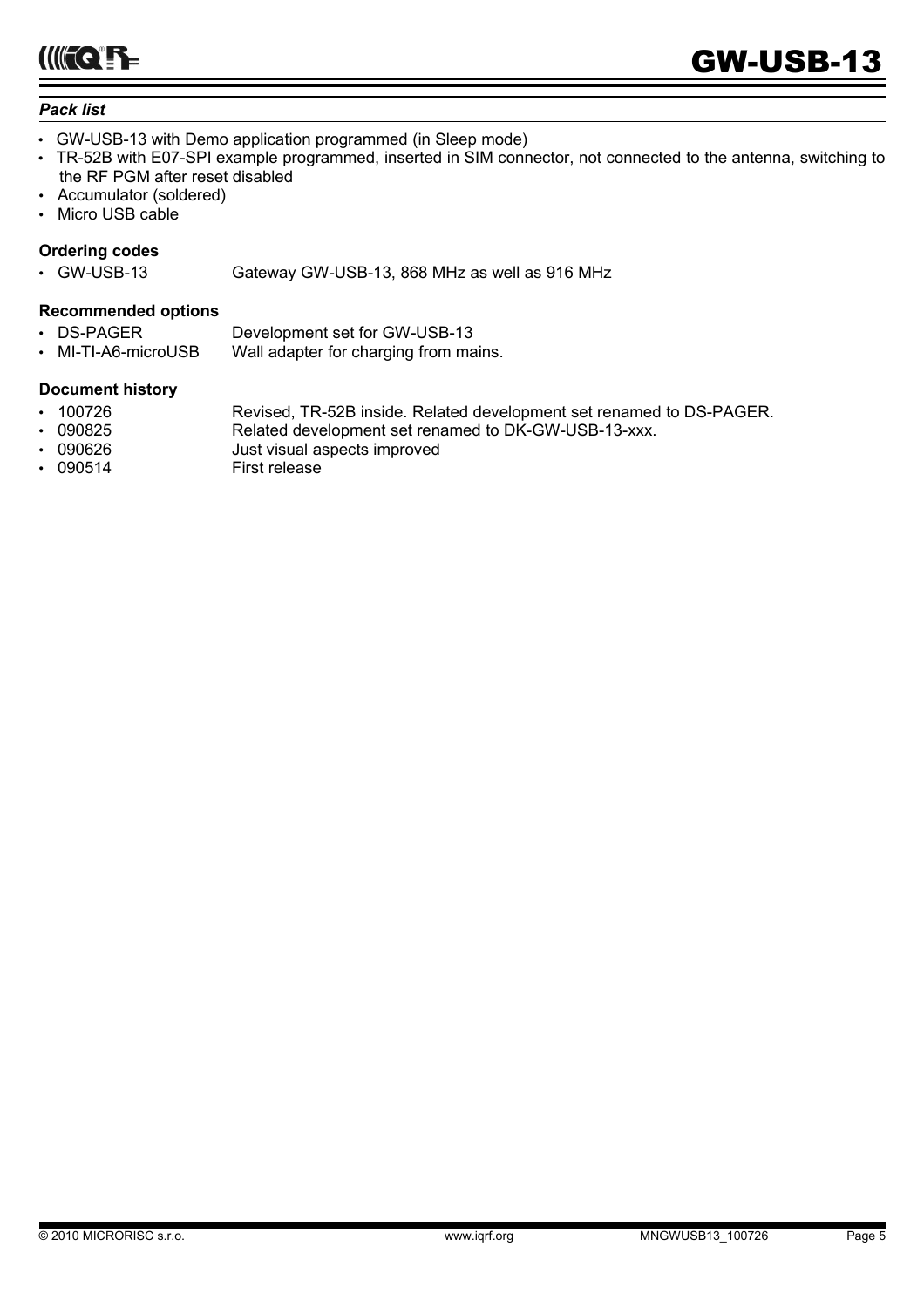### *Pack list*

- GW-USB-13 with Demo application programmed (in Sleep mode)
- TR-52B with E07-SPI example programmed, inserted in SIM connector, not connected to the antenna, switching to the RF PGM after reset disabled
- Accumulator (soldered)
- Micro USB cable

**Ordering codes**

- GW-USB-13 Gateway GW-USB-13, 868 MHz as well as 916 MHz

**Recommended options**

- DS-PAGER Development set for GW-USB-13
- MI-TI-A6-microUSB Wall adapter for charging from mains.

**Document history**

- 100726 Revised, TR-52B inside. Related development set renamed to DS-PAGER.
- 090825 Related development set renamed to DK-GW-USB-13-xxx.
- 090626 Just visual aspects improved
- 090514 First release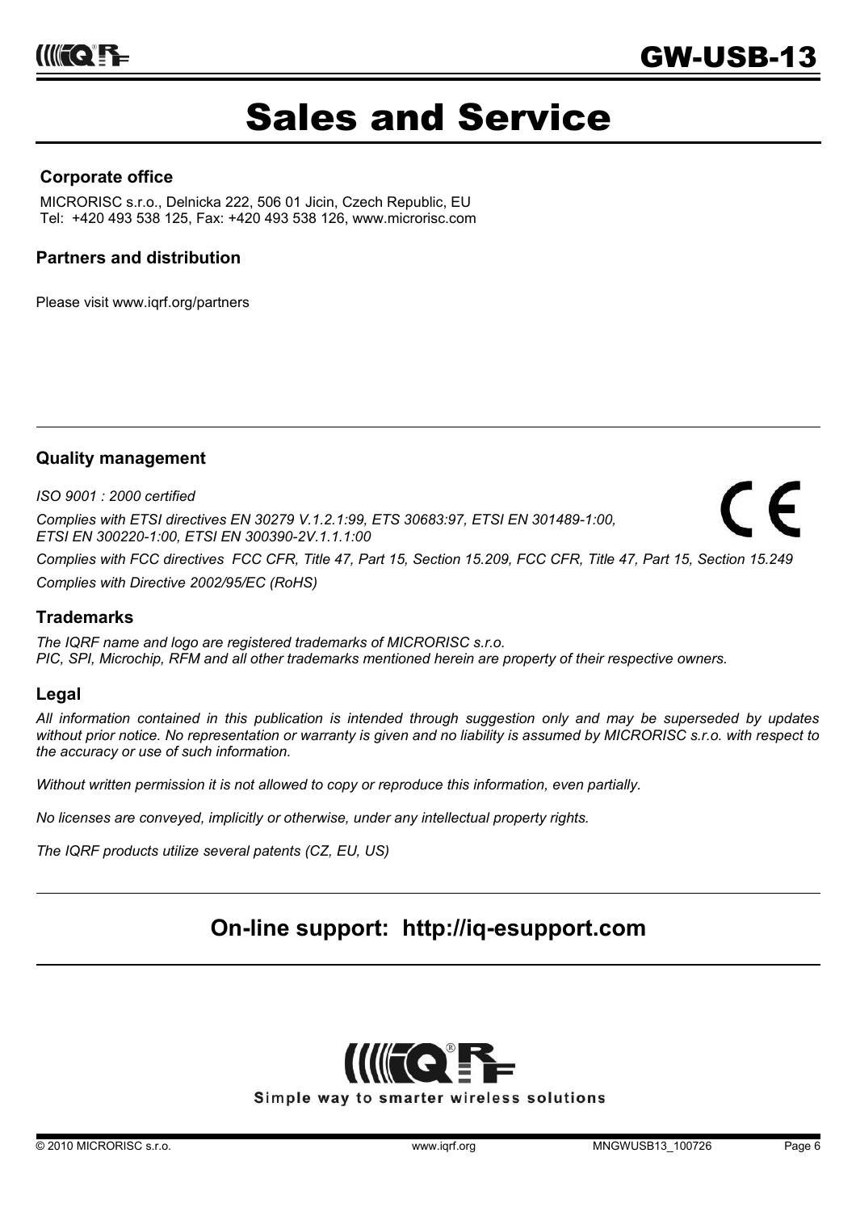# Sales and Service

### Corporate office

MICRORISC s.r.o., Delnicka 222, 506 01 Jicin, Czech Republic, EU
Tel: +420 493 538 125, Fax: +420 493 538 126, www.microrisc.com

### Partners and distribution

Please visit www.iqrf.org/partners

### Quality management

*ISO 9001 : 2000 certified*

*Complies with ETSI directives EN 30279 V.1.2.1:99, ETS 30683:97, ETSI EN 301489-1:00, ETSI EN 300220-1:00, ETSI EN 300390-2V.1.1.1:00*

*Complies with FCC directives FCC CFR, Title 47, Part 15, Section 15.209, FCC CFR, Title 47, Part 15, Section 15.249*

*Complies with Directive 2002/95/EC (RoHS)*

### Trademarks

*The IQRF name and logo are registered trademarks of MICRORISC s.r.o.*
*PIC, SPI, Microchip, RFM and all other trademarks mentioned herein are property of their respective owners.*

### Legal

*All information contained in this publication is intended through suggestion only and may be superseded by updates without prior notice. No representation or warranty is given and no liability is assumed by MICRORISC s.r.o. with respect to the accuracy or use of such information.*

*Without written permission it is not allowed to copy or reproduce this information, even partially.*

*No licenses are conveyed, implicitly or otherwise, under any intellectual property rights.*

*The IQRF products utilize several patents (CZ, EU, US)*

## On-line support: http://iq-esupport.com

Simple way to smarter wireless solutions